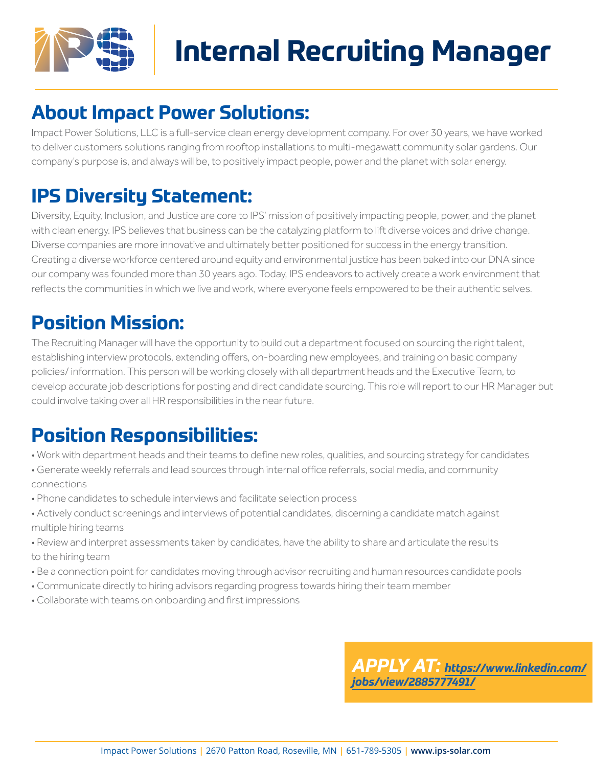# Internal Recruiting Manager

## About Impact Power Solutions:

Impact Power Solutions, LLC is a full-service clean energy development company. For over 30 years, we have worked to deliver customers solutions ranging from rooftop installations to multi-megawatt community solar gardens. Our company's purpose is, and always will be, to positively impact people, power and the planet with solar energy.

## IPS Diversity Statement:

Diversity, Equity, Inclusion, and Justice are core to IPS' mission of positively impacting people, power, and the planet with clean energy. IPS believes that business can be the catalyzing platform to lift diverse voices and drive change. Diverse companies are more innovative and ultimately better positioned for success in the energy transition. Creating a diverse workforce centered around equity and environmental justice has been baked into our DNA since our company was founded more than 30 years ago. Today, IPS endeavors to actively create a work environment that reflects the communities in which we live and work, where everyone feels empowered to be their authentic selves.

## Position Mission:

The Recruiting Manager will have the opportunity to build out a department focused on sourcing the right talent, establishing interview protocols, extending offers, on-boarding new employees, and training on basic company policies/ information. This person will be working closely with all department heads and the Executive Team, to develop accurate job descriptions for posting and direct candidate sourcing. This role will report to our HR Manager but could involve taking over all HR responsibilities in the near future.

## Position Responsibilities:

- Work with department heads and their teams to define new roles, qualities, and sourcing strategy for candidates
- Generate weekly referrals and lead sources through internal office referrals, social media, and community connections
- Phone candidates to schedule interviews and facilitate selection process
- Actively conduct screenings and interviews of potential candidates, discerning a candidate match against multiple hiring teams
- Review and interpret assessments taken by candidates, have the ability to share and articulate the results to the hiring team
- Be a connection point for candidates moving through advisor recruiting and human resources candidate pools
- Communicate directly to hiring advisors regarding progress towards hiring their team member
- Collaborate with teams on onboarding and first impressions

***APPLY AT:*** ***https://www.linkedin.com/jobs/view/2885777491/***

Impact Power Solutions | 2670 Patton Road, Roseville, MN | 651-789-5305 | **www.ips-solar.com**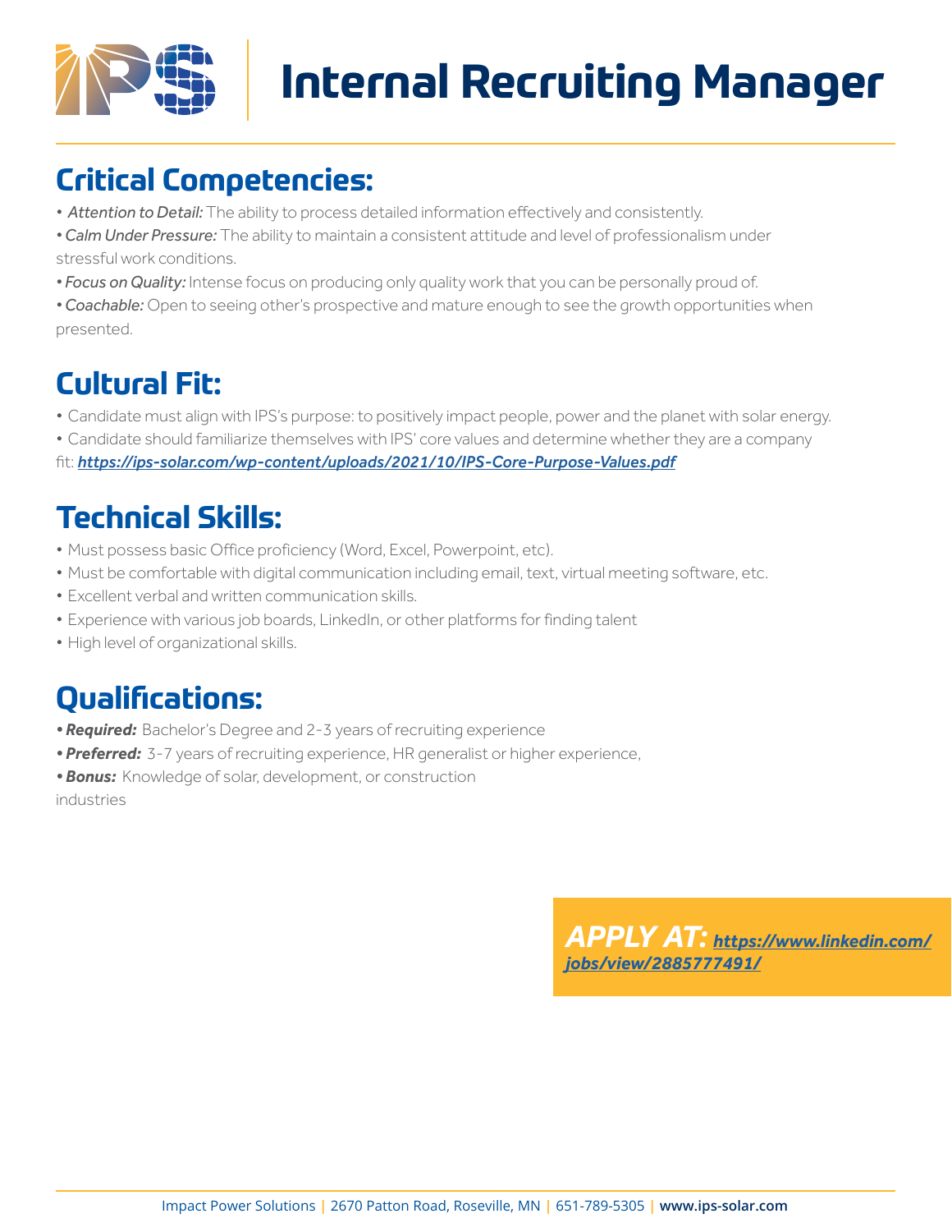# Internal Recruiting Manager

## Critical Competencies:

• *Attention to Detail:* The ability to process detailed information effectively and consistently.
• *Calm Under Pressure:* The ability to maintain a consistent attitude and level of professionalism under stressful work conditions.
• *Focus on Quality:* Intense focus on producing only quality work that you can be personally proud of.
• *Coachable:* Open to seeing other's prospective and mature enough to see the growth opportunities when presented.

## Cultural Fit:

• Candidate must align with IPS's purpose: to positively impact people, power and the planet with solar energy.
• Candidate should familiarize themselves with IPS' core values and determine whether they are a company fit: ***https://ips-solar.com/wp-content/uploads/2021/10/IPS-Core-Purpose-Values.pdf***

## Technical Skills:

• Must possess basic Office proficiency (Word, Excel, Powerpoint, etc).
• Must be comfortable with digital communication including email, text, virtual meeting software, etc.
• Excellent verbal and written communication skills.
• Experience with various job boards, LinkedIn, or other platforms for finding talent
• High level of organizational skills.

## Qualifications:

• ***Required:*** Bachelor's Degree and 2-3 years of recruiting experience
• ***Preferred:*** 3-7 years of recruiting experience, HR generalist or higher experience,
• ***Bonus:*** Knowledge of solar, development, or construction industries

***APPLY AT:*** ***https://www.linkedin.com/jobs/view/2885777491/***

Impact Power Solutions | 2670 Patton Road, Roseville, MN | 651-789-5305 | **www.ips-solar.com**